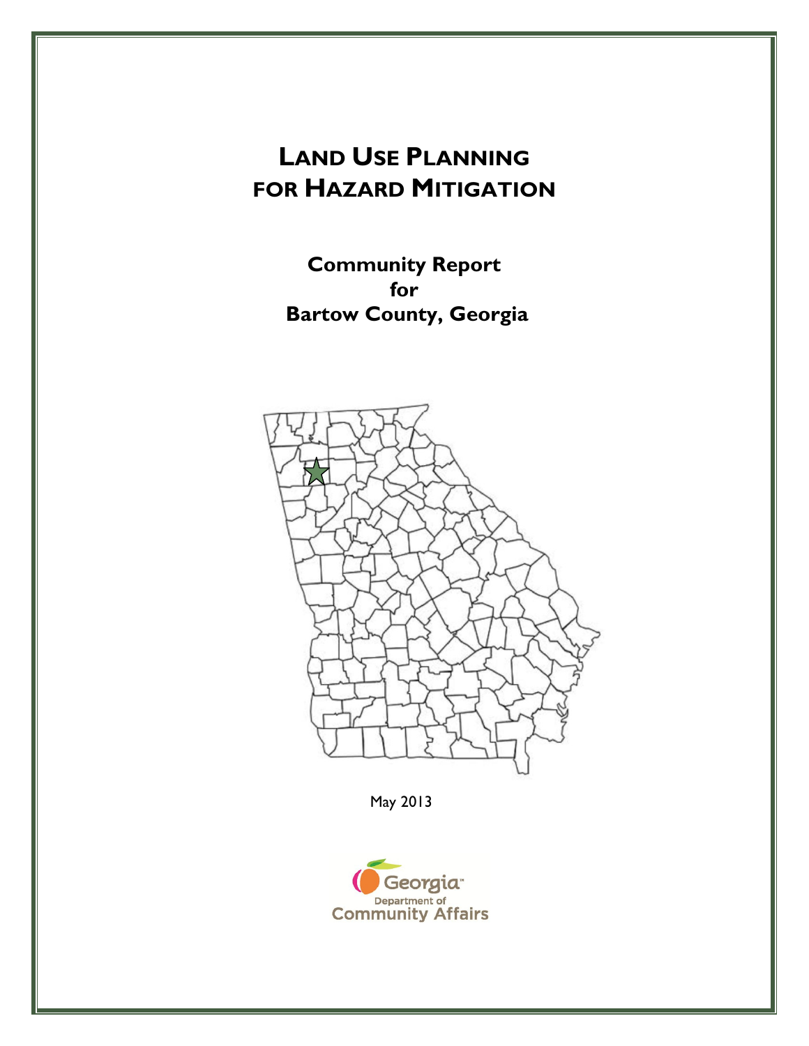# LAND USE PLANNING FOR HAZARD MITIGATION

## Community Report for Bartow County, Georgia

May 2013

Georgia Department of Community Affairs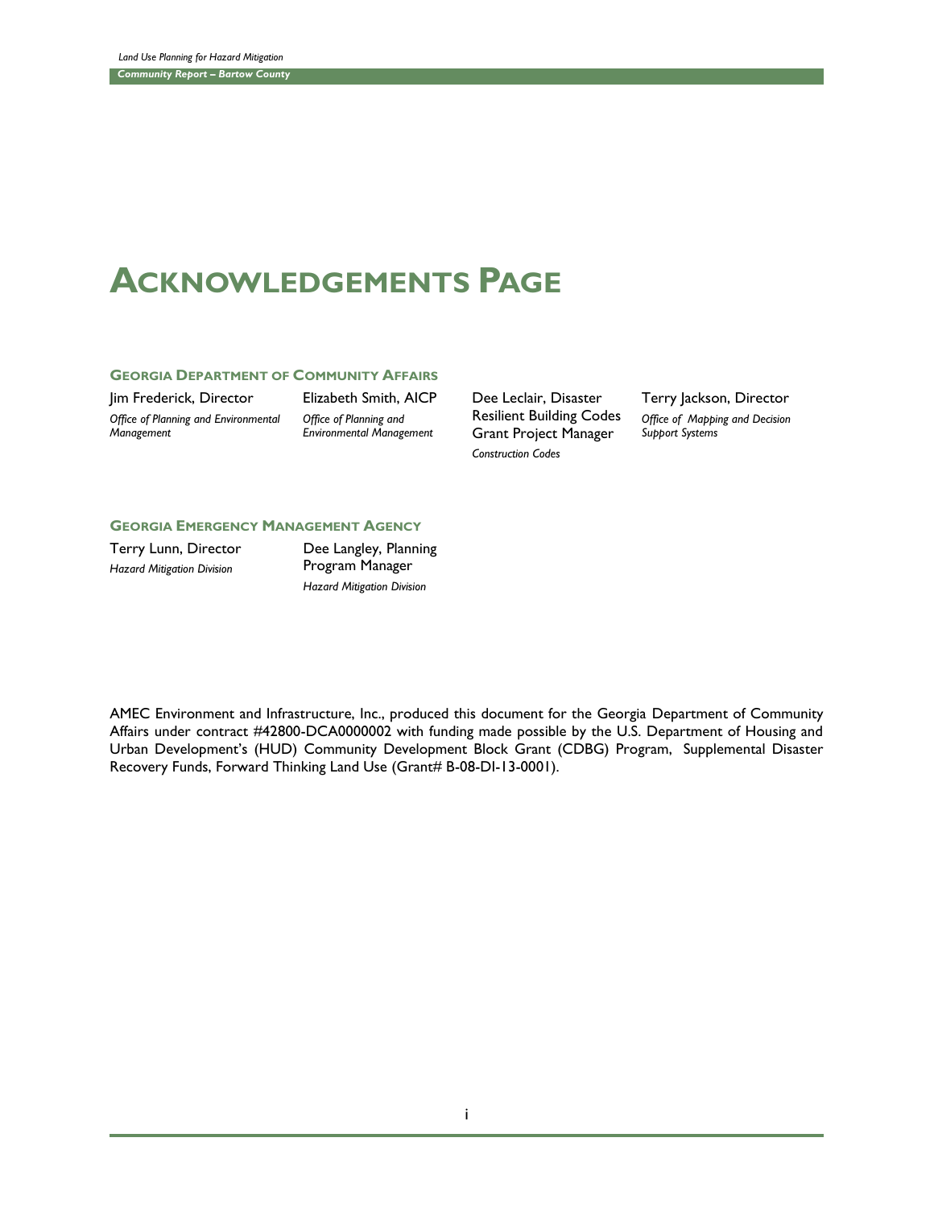# Acknowledgements Page

### Georgia Department of Community Affairs

Jim Frederick, Director
*Office of Planning and Environmental Management*

Elizabeth Smith, AICP
*Office of Planning and Environmental Management*

Dee Leclair, Disaster Resilient Building Codes Grant Project Manager
*Construction Codes*

Terry Jackson, Director
*Office of Mapping and Decision Support Systems*

### Georgia Emergency Management Agency

Terry Lunn, Director
*Hazard Mitigation Division*

Dee Langley, Planning Program Manager
*Hazard Mitigation Division*

AMEC Environment and Infrastructure, Inc., produced this document for the Georgia Department of Community Affairs under contract #42800-DCA0000002 with funding made possible by the U.S. Department of Housing and Urban Development's (HUD) Community Development Block Grant (CDBG) Program, Supplemental Disaster Recovery Funds, Forward Thinking Land Use (Grant# B-08-DI-13-0001).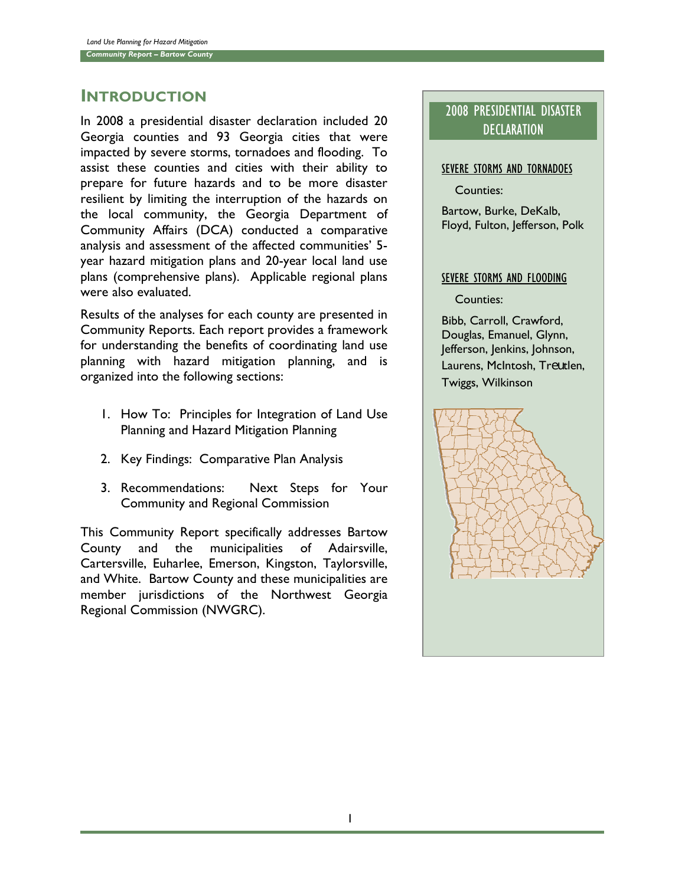## INTRODUCTION

In 2008 a presidential disaster declaration included 20 Georgia counties and 93 Georgia cities that were impacted by severe storms, tornadoes and flooding. To assist these counties and cities with their ability to prepare for future hazards and to be more disaster resilient by limiting the interruption of the hazards on the local community, the Georgia Department of Community Affairs (DCA) conducted a comparative analysis and assessment of the affected communities' 5-year hazard mitigation plans and 20-year local land use plans (comprehensive plans). Applicable regional plans were also evaluated.

Results of the analyses for each county are presented in Community Reports. Each report provides a framework for understanding the benefits of coordinating land use planning with hazard mitigation planning, and is organized into the following sections:

1. How To: Principles for Integration of Land Use Planning and Hazard Mitigation Planning
2. Key Findings: Comparative Plan Analysis
3. Recommendations: Next Steps for Your Community and Regional Commission

This Community Report specifically addresses Bartow County and the municipalities of Adairsville, Cartersville, Euharlee, Emerson, Kingston, Taylorsville, and White. Bartow County and these municipalities are member jurisdictions of the Northwest Georgia Regional Commission (NWGRC).

### 2008 PRESIDENTIAL DISASTER DECLARATION

SEVERE STORMS AND TORNADOES

Counties:

Bartow, Burke, DeKalb, Floyd, Fulton, Jefferson, Polk

SEVERE STORMS AND FLOODING

Counties:

Bibb, Carroll, Crawford, Douglas, Emanuel, Glynn, Jefferson, Jenkins, Johnson, Laurens, McIntosh, Treutlen, Twiggs, Wilkinson